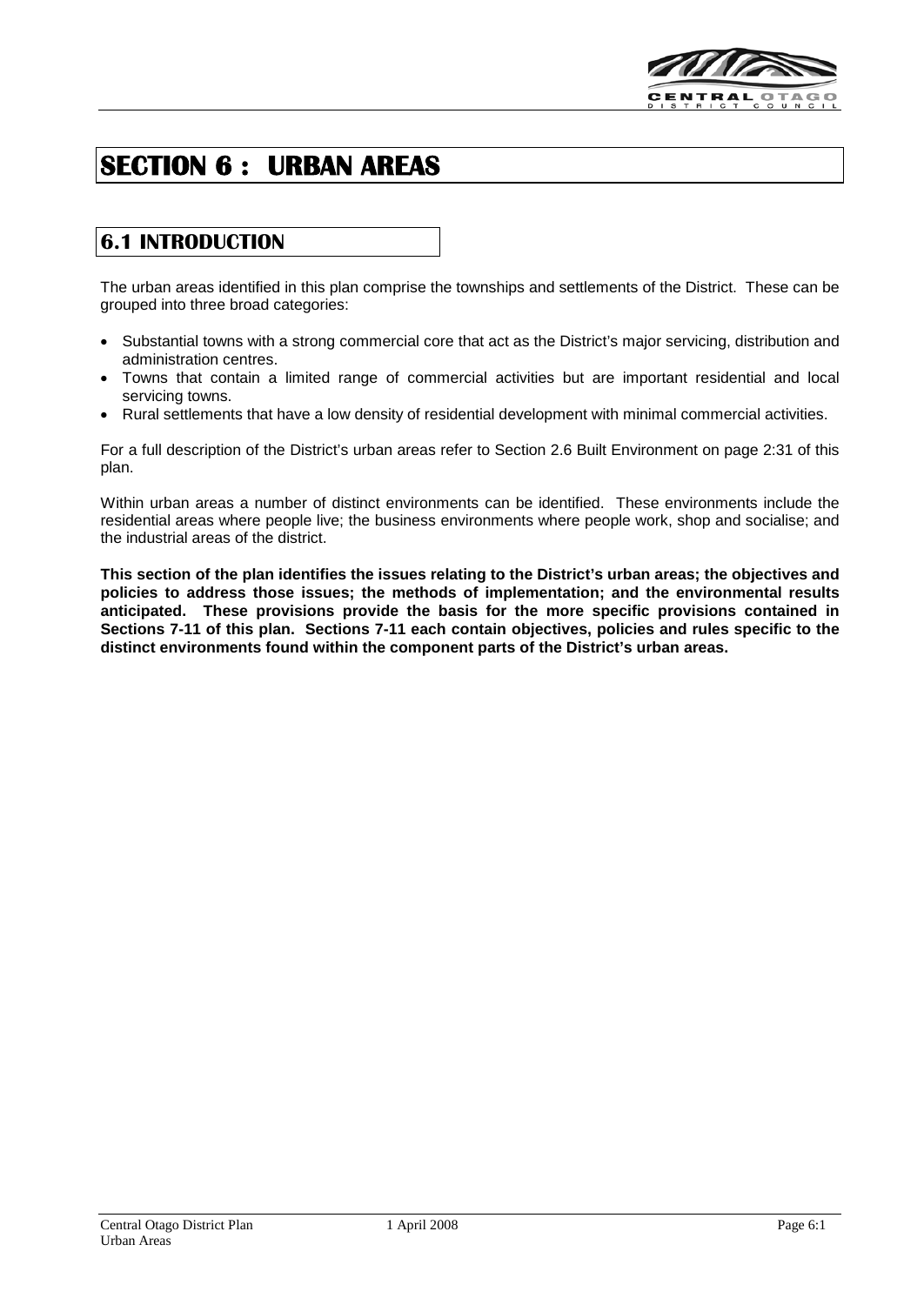# SECTION 6 : URBAN AREAS

## 6.1 INTRODUCTION

The urban areas identified in this plan comprise the townships and settlements of the District. These can be grouped into three broad categories:

- Substantial towns with a strong commercial core that act as the District's major servicing, distribution and administration centres.
- Towns that contain a limited range of commercial activities but are important residential and local servicing towns.
- Rural settlements that have a low density of residential development with minimal commercial activities.

For a full description of the District's urban areas refer to Section 2.6 Built Environment on page 2:31 of this plan.

Within urban areas a number of distinct environments can be identified. These environments include the residential areas where people live; the business environments where people work, shop and socialise; and the industrial areas of the district.

**This section of the plan identifies the issues relating to the District's urban areas; the objectives and policies to address those issues; the methods of implementation; and the environmental results anticipated. These provisions provide the basis for the more specific provisions contained in Sections 7-11 of this plan. Sections 7-11 each contain objectives, policies and rules specific to the distinct environments found within the component parts of the District's urban areas.**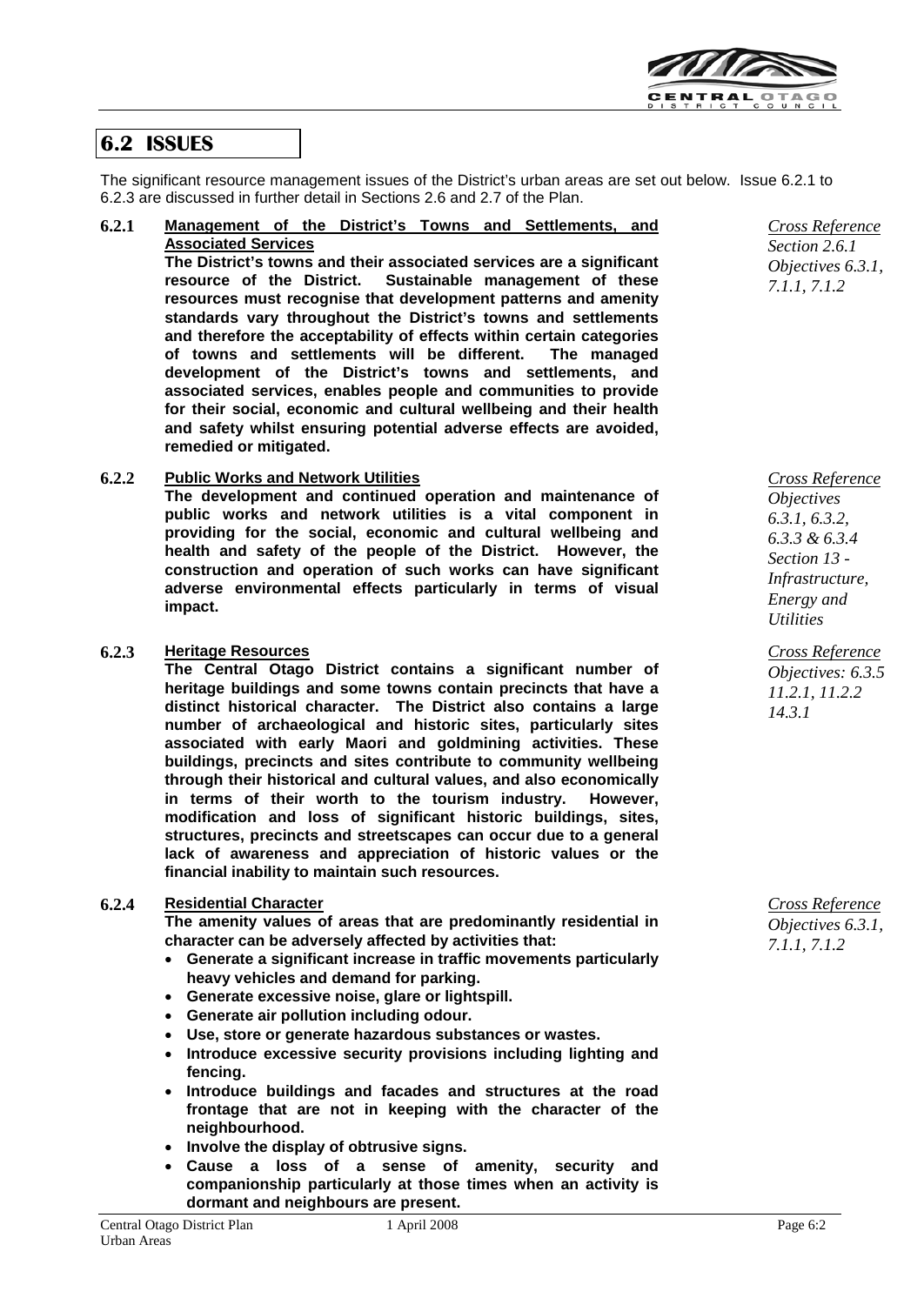## 6.2 ISSUES

The significant resource management issues of the District's urban areas are set out below. Issue 6.2.1 to 6.2.3 are discussed in further detail in Sections 2.6 and 2.7 of the Plan.

**6.2.1 <u>Management of the District's Towns and Settlements, and Associated Services</u>**

**The District's towns and their associated services are a significant resource of the District. Sustainable management of these resources must recognise that development patterns and amenity standards vary throughout the District's towns and settlements and therefore the acceptability of effects within certain categories of towns and settlements will be different. The managed development of the District's towns and settlements, and associated services, enables people and communities to provide for their social, economic and cultural wellbeing and their health and safety whilst ensuring potential adverse effects are avoided, remedied or mitigated.**

*<u>Cross Reference</u>*
*Section 2.6.1*
*Objectives 6.3.1, 7.1.1, 7.1.2*

**6.2.2 <u>Public Works and Network Utilities</u>**

**The development and continued operation and maintenance of public works and network utilities is a vital component in providing for the social, economic and cultural wellbeing and health and safety of the people of the District. However, the construction and operation of such works can have significant adverse environmental effects particularly in terms of visual impact.**

*<u>Cross Reference</u>*
*Objectives 6.3.1, 6.3.2, 6.3.3 & 6.3.4*
*Section 13 - Infrastructure, Energy and Utilities*

**6.2.3 <u>Heritage Resources</u>**

**The Central Otago District contains a significant number of heritage buildings and some towns contain precincts that have a distinct historical character. The District also contains a large number of archaeological and historic sites, particularly sites associated with early Maori and goldmining activities. These buildings, precincts and sites contribute to community wellbeing through their historical and cultural values, and also economically in terms of their worth to the tourism industry. However, modification and loss of significant historic buildings, sites, structures, precincts and streetscapes can occur due to a general lack of awareness and appreciation of historic values or the financial inability to maintain such resources.**

*<u>Cross Reference</u>*
*Objectives: 6.3.5 11.2.1, 11.2.2 14.3.1*

**6.2.4 <u>Residential Character</u>**

**The amenity values of areas that are predominantly residential in character can be adversely affected by activities that:**

- **Generate a significant increase in traffic movements particularly heavy vehicles and demand for parking.**
- **Generate excessive noise, glare or lightspill.**
- **Generate air pollution including odour.**
- **Use, store or generate hazardous substances or wastes.**
- **Introduce excessive security provisions including lighting and fencing.**
- **Introduce buildings and facades and structures at the road frontage that are not in keeping with the character of the neighbourhood.**
- **Involve the display of obtrusive signs.**
- **Cause a loss of a sense of amenity, security and companionship particularly at those times when an activity is dormant and neighbours are present.**

*<u>Cross Reference</u>*
*Objectives 6.3.1, 7.1.1, 7.1.2*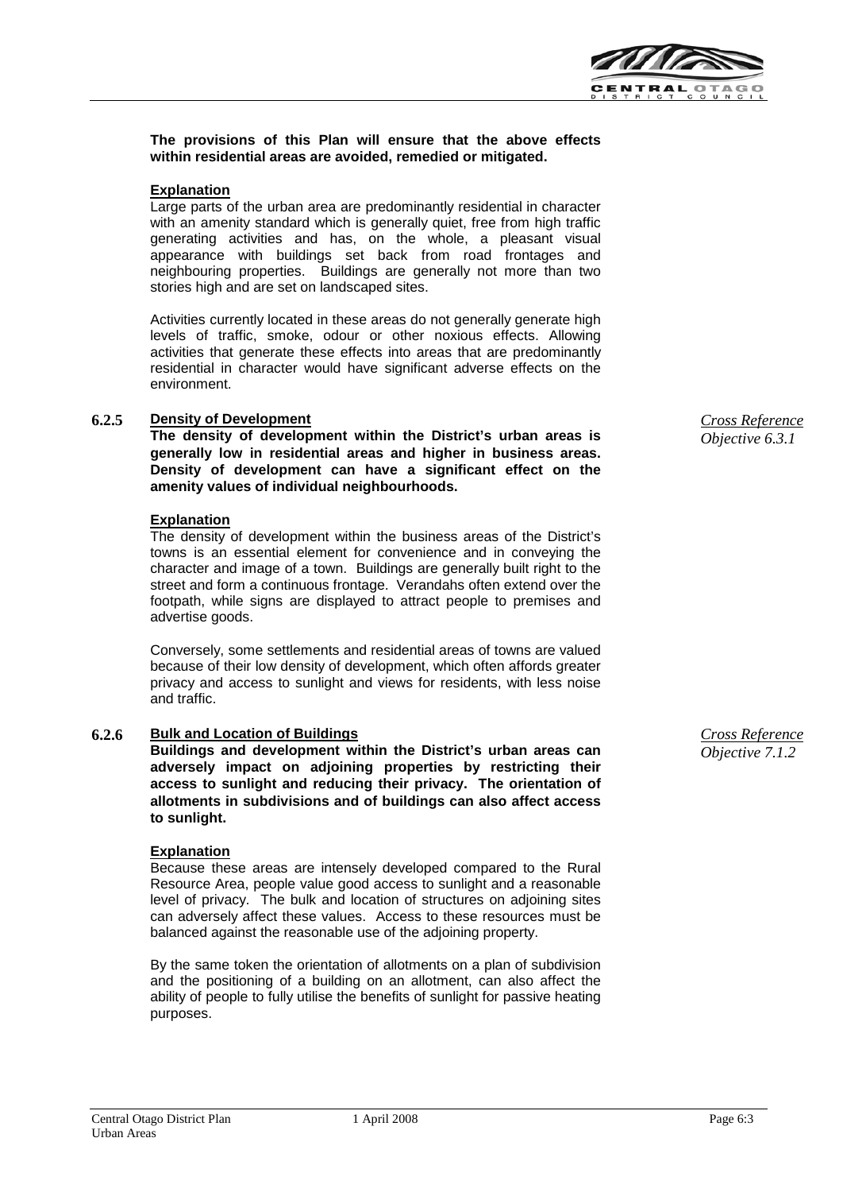**The provisions of this Plan will ensure that the above effects within residential areas are avoided, remedied or mitigated.**

**Explanation**

Large parts of the urban area are predominantly residential in character with an amenity standard which is generally quiet, free from high traffic generating activities and has, on the whole, a pleasant visual appearance with buildings set back from road frontages and neighbouring properties. Buildings are generally not more than two stories high and are set on landscaped sites.

Activities currently located in these areas do not generally generate high levels of traffic, smoke, odour or other noxious effects. Allowing activities that generate these effects into areas that are predominantly residential in character would have significant adverse effects on the environment.

### 6.2.5 Density of Development

*Cross Reference Objective 6.3.1*

**The density of development within the District's urban areas is generally low in residential areas and higher in business areas. Density of development can have a significant effect on the amenity values of individual neighbourhoods.**

**Explanation**

The density of development within the business areas of the District's towns is an essential element for convenience and in conveying the character and image of a town. Buildings are generally built right to the street and form a continuous frontage. Verandahs often extend over the footpath, while signs are displayed to attract people to premises and advertise goods.

Conversely, some settlements and residential areas of towns are valued because of their low density of development, which often affords greater privacy and access to sunlight and views for residents, with less noise and traffic.

### 6.2.6 Bulk and Location of Buildings

*Cross Reference Objective 7.1.2*

**Buildings and development within the District's urban areas can adversely impact on adjoining properties by restricting their access to sunlight and reducing their privacy. The orientation of allotments in subdivisions and of buildings can also affect access to sunlight.**

**Explanation**

Because these areas are intensely developed compared to the Rural Resource Area, people value good access to sunlight and a reasonable level of privacy. The bulk and location of structures on adjoining sites can adversely affect these values. Access to these resources must be balanced against the reasonable use of the adjoining property.

By the same token the orientation of allotments on a plan of subdivision and the positioning of a building on an allotment, can also affect the ability of people to fully utilise the benefits of sunlight for passive heating purposes.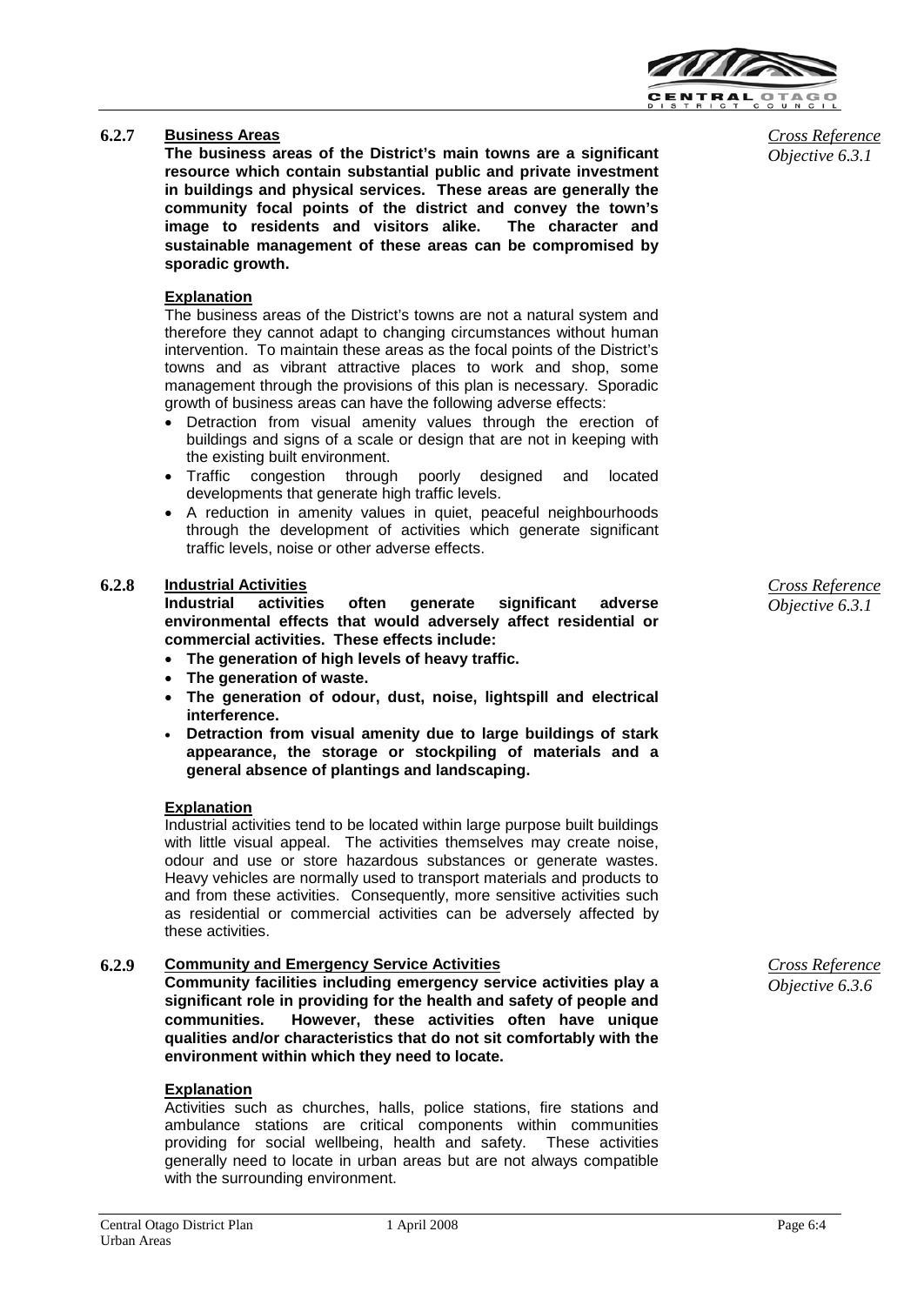### 6.2.7 Business Areas

*Cross Reference Objective 6.3.1*

**The business areas of the District's main towns are a significant resource which contain substantial public and private investment in buildings and physical services. These areas are generally the community focal points of the district and convey the town's image to residents and visitors alike. The character and sustainable management of these areas can be compromised by sporadic growth.**

**Explanation**

The business areas of the District's towns are not a natural system and therefore they cannot adapt to changing circumstances without human intervention. To maintain these areas as the focal points of the District's towns and as vibrant attractive places to work and shop, some management through the provisions of this plan is necessary. Sporadic growth of business areas can have the following adverse effects:

- Detraction from visual amenity values through the erection of buildings and signs of a scale or design that are not in keeping with the existing built environment.
- Traffic congestion through poorly designed and located developments that generate high traffic levels.
- A reduction in amenity values in quiet, peaceful neighbourhoods through the development of activities which generate significant traffic levels, noise or other adverse effects.

### 6.2.8 Industrial Activities

*Cross Reference Objective 6.3.1*

**Industrial activities often generate significant adverse environmental effects that would adversely affect residential or commercial activities. These effects include:**

- **The generation of high levels of heavy traffic.**
- **The generation of waste.**
- **The generation of odour, dust, noise, lightspill and electrical interference.**
- **Detraction from visual amenity due to large buildings of stark appearance, the storage or stockpiling of materials and a general absence of plantings and landscaping.**

**Explanation**

Industrial activities tend to be located within large purpose built buildings with little visual appeal. The activities themselves may create noise, odour and use or store hazardous substances or generate wastes. Heavy vehicles are normally used to transport materials and products to and from these activities. Consequently, more sensitive activities such as residential or commercial activities can be adversely affected by these activities.

### 6.2.9 Community and Emergency Service Activities

*Cross Reference Objective 6.3.6*

**Community facilities including emergency service activities play a significant role in providing for the health and safety of people and communities. However, these activities often have unique qualities and/or characteristics that do not sit comfortably with the environment within which they need to locate.**

**Explanation**

Activities such as churches, halls, police stations, fire stations and ambulance stations are critical components within communities providing for social wellbeing, health and safety. These activities generally need to locate in urban areas but are not always compatible with the surrounding environment.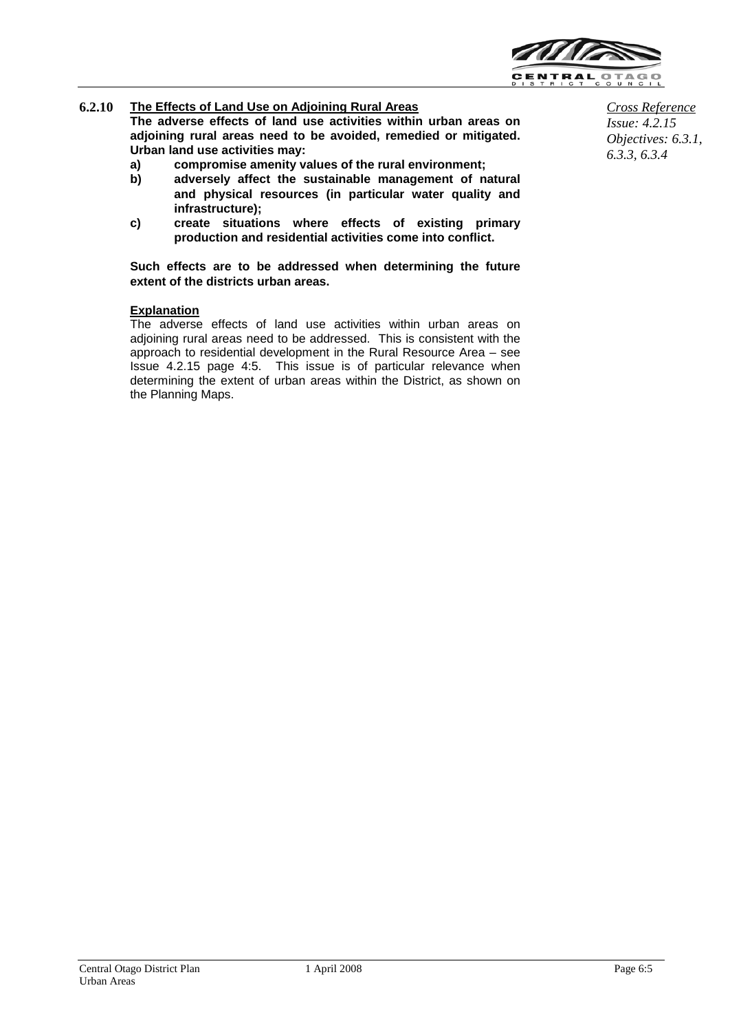### 6.2.10 The Effects of Land Use on Adjoining Rural Areas

*Cross Reference*
*Issue: 4.2.15*
*Objectives: 6.3.1, 6.3.3, 6.3.4*

**The adverse effects of land use activities within urban areas on adjoining rural areas need to be avoided, remedied or mitigated. Urban land use activities may:**

**a) compromise amenity values of the rural environment;**

**b) adversely affect the sustainable management of natural and physical resources (in particular water quality and infrastructure);**

**c) create situations where effects of existing primary production and residential activities come into conflict.**

**Such effects are to be addressed when determining the future extent of the districts urban areas.**

**Explanation**

The adverse effects of land use activities within urban areas on adjoining rural areas need to be addressed. This is consistent with the approach to residential development in the Rural Resource Area – see Issue 4.2.15 page 4:5. This issue is of particular relevance when determining the extent of urban areas within the District, as shown on the Planning Maps.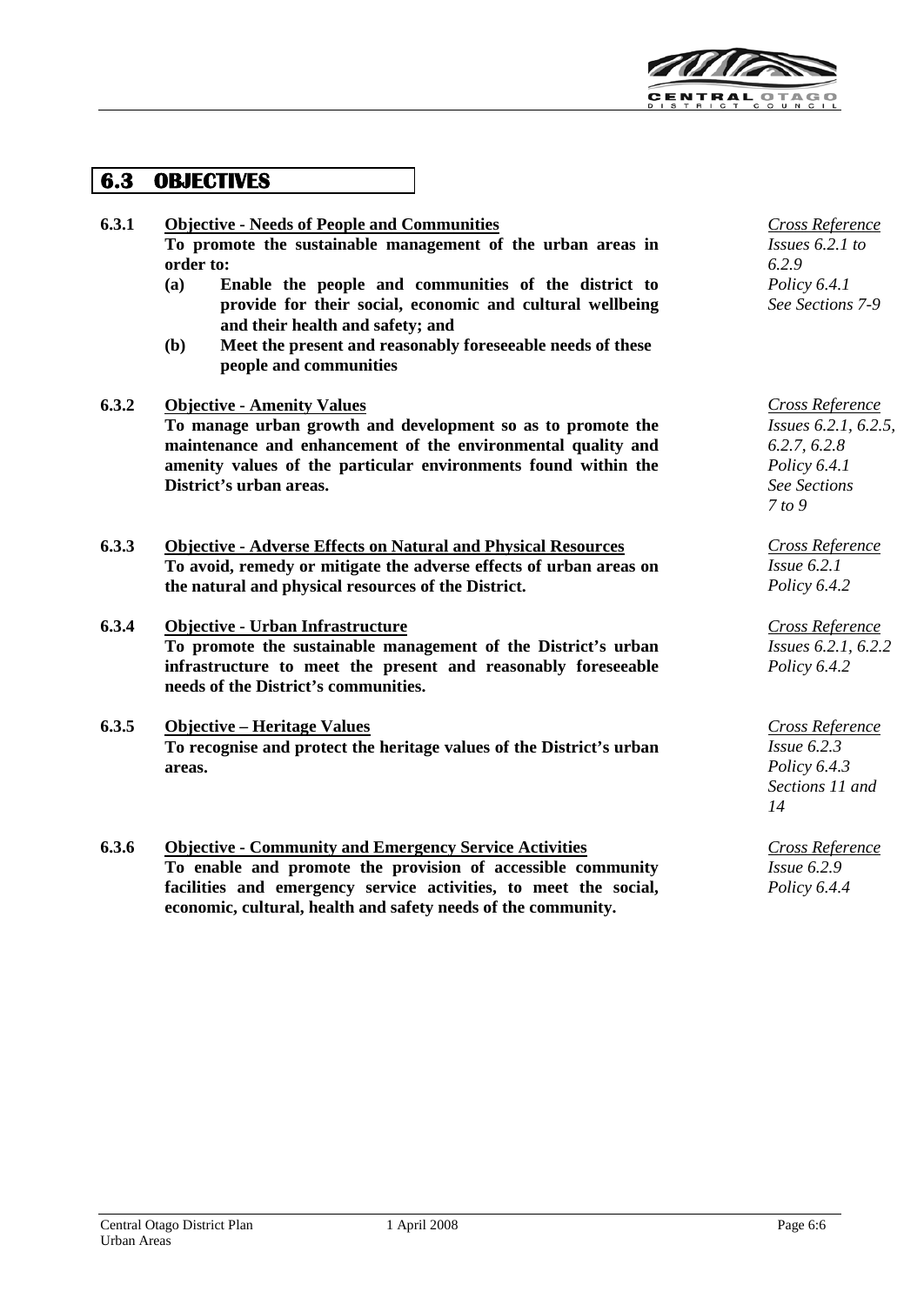## 6.3 OBJECTIVES

**6.3.1 Objective - Needs of People and Communities**

**To promote the sustainable management of the urban areas in order to:**

**(a) Enable the people and communities of the district to provide for their social, economic and cultural wellbeing and their health and safety; and**

**(b) Meet the present and reasonably foreseeable needs of these people and communities**

*Cross Reference*
*Issues 6.2.1 to 6.2.9*
*Policy 6.4.1*
*See Sections 7-9*

**6.3.2 Objective - Amenity Values**

**To manage urban growth and development so as to promote the maintenance and enhancement of the environmental quality and amenity values of the particular environments found within the District's urban areas.**

*Cross Reference*
*Issues 6.2.1, 6.2.5, 6.2.7, 6.2.8*
*Policy 6.4.1*
*See Sections 7 to 9*

**6.3.3 Objective - Adverse Effects on Natural and Physical Resources**

**To avoid, remedy or mitigate the adverse effects of urban areas on the natural and physical resources of the District.**

*Cross Reference*
*Issue 6.2.1*
*Policy 6.4.2*

**6.3.4 Objective - Urban Infrastructure**

**To promote the sustainable management of the District's urban infrastructure to meet the present and reasonably foreseeable needs of the District's communities.**

*Cross Reference*
*Issues 6.2.1, 6.2.2*
*Policy 6.4.2*

**6.3.5 Objective – Heritage Values**

**To recognise and protect the heritage values of the District's urban areas.**

*Cross Reference*
*Issue 6.2.3*
*Policy 6.4.3*
*Sections 11 and 14*

**6.3.6 Objective - Community and Emergency Service Activities**

**To enable and promote the provision of accessible community facilities and emergency service activities, to meet the social, economic, cultural, health and safety needs of the community.**

*Cross Reference*
*Issue 6.2.9*
*Policy 6.4.4*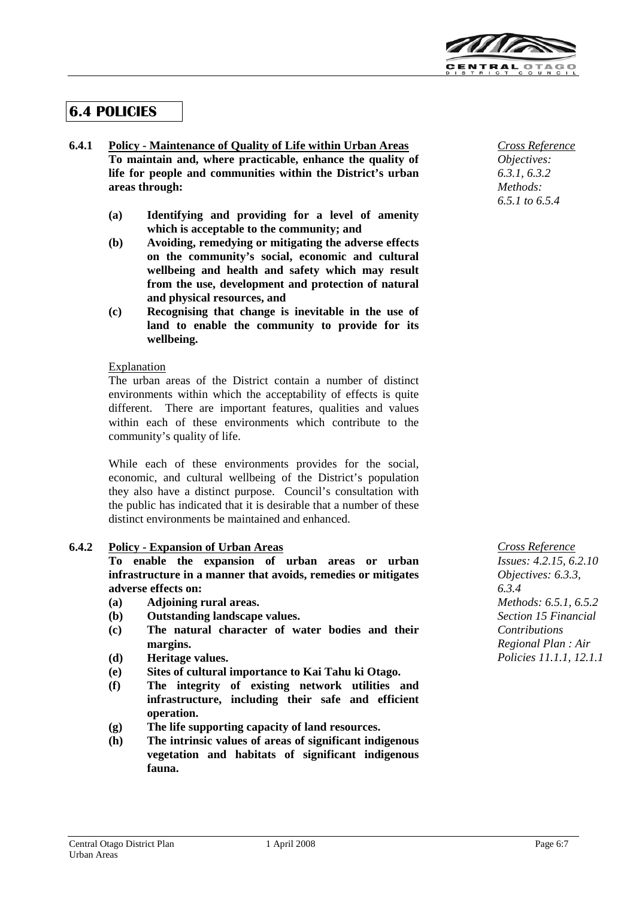## 6.4 POLICIES

**6.4.1 Policy - Maintenance of Quality of Life within Urban Areas**

**To maintain and, where practicable, enhance the quality of life for people and communities within the District's urban areas through:**

*Cross Reference*
*Objectives: 6.3.1, 6.3.2*
*Methods: 6.5.1 to 6.5.4*

- **(a) Identifying and providing for a level of amenity which is acceptable to the community; and**
- **(b) Avoiding, remedying or mitigating the adverse effects on the community's social, economic and cultural wellbeing and health and safety which may result from the use, development and protection of natural and physical resources, and**
- **(c) Recognising that change is inevitable in the use of land to enable the community to provide for its wellbeing.**

Explanation

The urban areas of the District contain a number of distinct environments within which the acceptability of effects is quite different. There are important features, qualities and values within each of these environments which contribute to the community's quality of life.

While each of these environments provides for the social, economic, and cultural wellbeing of the District's population they also have a distinct purpose. Council's consultation with the public has indicated that it is desirable that a number of these distinct environments be maintained and enhanced.

**6.4.2 Policy - Expansion of Urban Areas**

**To enable the expansion of urban areas or urban infrastructure in a manner that avoids, remedies or mitigates adverse effects on:**

*Cross Reference*
*Issues: 4.2.15, 6.2.10*
*Objectives: 6.3.3, 6.3.4*
*Methods: 6.5.1, 6.5.2*
*Section 15 Financial Contributions*
*Regional Plan : Air Policies 11.1.1, 12.1.1*

- **(a) Adjoining rural areas.**
- **(b) Outstanding landscape values.**
- **(c) The natural character of water bodies and their margins.**
- **(d) Heritage values.**
- **(e) Sites of cultural importance to Kai Tahu ki Otago.**
- **(f) The integrity of existing network utilities and infrastructure, including their safe and efficient operation.**
- **(g) The life supporting capacity of land resources.**
- **(h) The intrinsic values of areas of significant indigenous vegetation and habitats of significant indigenous fauna.**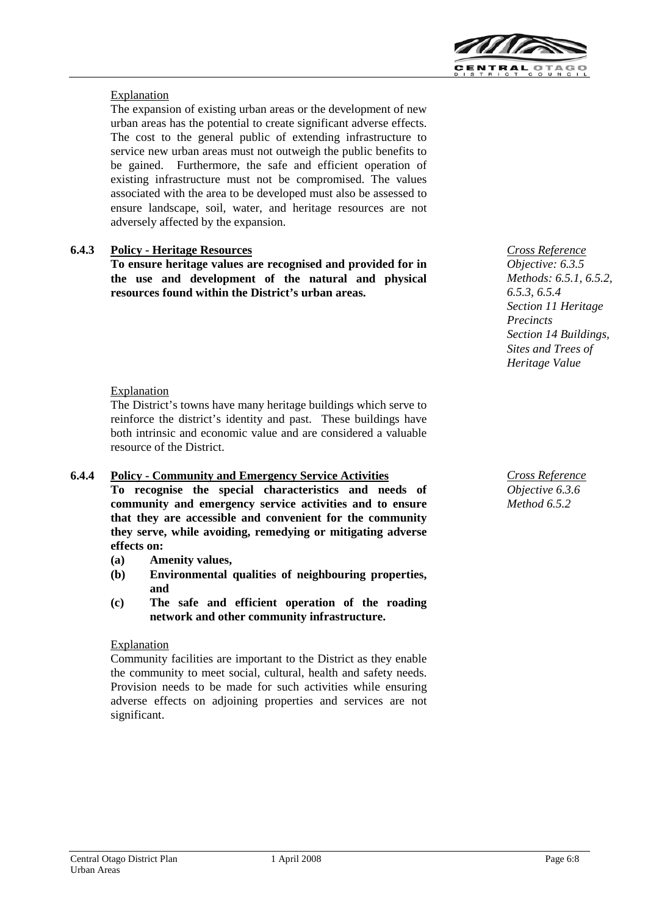Explanation

The expansion of existing urban areas or the development of new urban areas has the potential to create significant adverse effects. The cost to the general public of extending infrastructure to service new urban areas must not outweigh the public benefits to be gained. Furthermore, the safe and efficient operation of existing infrastructure must not be compromised. The values associated with the area to be developed must also be assessed to ensure landscape, soil, water, and heritage resources are not adversely affected by the expansion.

### 6.4.3 Policy - Heritage Resources

**To ensure heritage values are recognised and provided for in the use and development of the natural and physical resources found within the District's urban areas.**

*Cross Reference*
*Objective: 6.3.5*
*Methods: 6.5.1, 6.5.2, 6.5.3, 6.5.4*
*Section 11 Heritage Precincts*
*Section 14 Buildings, Sites and Trees of Heritage Value*

Explanation

The District's towns have many heritage buildings which serve to reinforce the district's identity and past. These buildings have both intrinsic and economic value and are considered a valuable resource of the District.

### 6.4.4 Policy - Community and Emergency Service Activities

**To recognise the special characteristics and needs of community and emergency service activities and to ensure that they are accessible and convenient for the community they serve, while avoiding, remedying or mitigating adverse effects on:**

**(a) Amenity values,**

**(b) Environmental qualities of neighbouring properties, and**

**(c) The safe and efficient operation of the roading network and other community infrastructure.**

*Cross Reference*
*Objective 6.3.6*
*Method 6.5.2*

Explanation

Community facilities are important to the District as they enable the community to meet social, cultural, health and safety needs. Provision needs to be made for such activities while ensuring adverse effects on adjoining properties and services are not significant.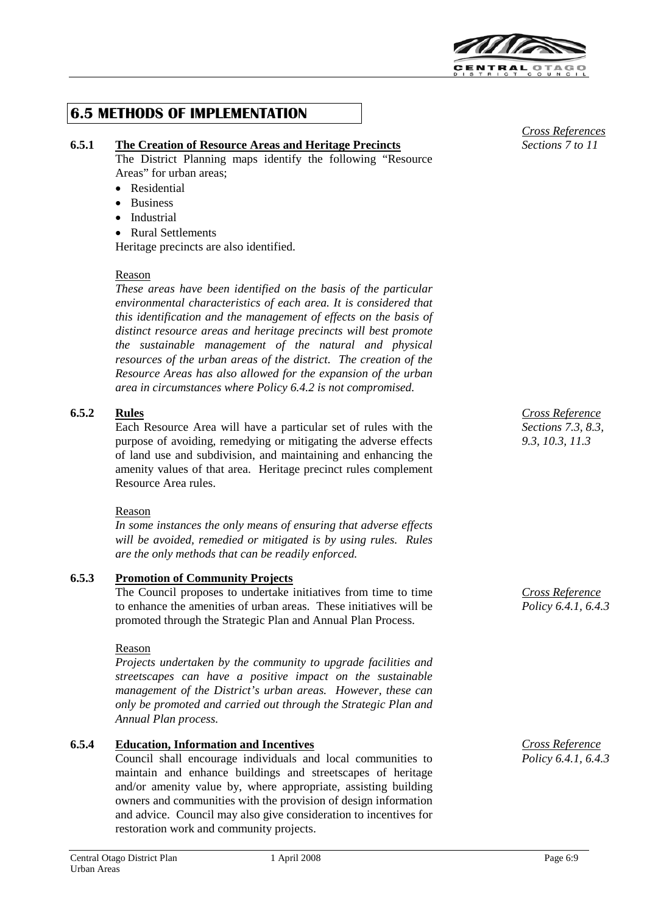## 6.5 METHODS OF IMPLEMENTATION

### 6.5.1 The Creation of Resource Areas and Heritage Precincts

*Cross References*
*Sections 7 to 11*

The District Planning maps identify the following "Resource Areas" for urban areas;

- Residential
- Business
- Industrial
- Rural Settlements

Heritage precincts are also identified.

Reason

*These areas have been identified on the basis of the particular environmental characteristics of each area. It is considered that this identification and the management of effects on the basis of distinct resource areas and heritage precincts will best promote the sustainable management of the natural and physical resources of the urban areas of the district. The creation of the Resource Areas has also allowed for the expansion of the urban area in circumstances where Policy 6.4.2 is not compromised.*

### 6.5.2 Rules

*Cross Reference*
*Sections 7.3, 8.3, 9.3, 10.3, 11.3*

Each Resource Area will have a particular set of rules with the purpose of avoiding, remedying or mitigating the adverse effects of land use and subdivision, and maintaining and enhancing the amenity values of that area. Heritage precinct rules complement Resource Area rules.

Reason

*In some instances the only means of ensuring that adverse effects will be avoided, remedied or mitigated is by using rules. Rules are the only methods that can be readily enforced.*

### 6.5.3 Promotion of Community Projects

*Cross Reference*
*Policy 6.4.1, 6.4.3*

The Council proposes to undertake initiatives from time to time to enhance the amenities of urban areas. These initiatives will be promoted through the Strategic Plan and Annual Plan Process.

Reason

*Projects undertaken by the community to upgrade facilities and streetscapes can have a positive impact on the sustainable management of the District's urban areas. However, these can only be promoted and carried out through the Strategic Plan and Annual Plan process.*

### 6.5.4 Education, Information and Incentives

*Cross Reference*
*Policy 6.4.1, 6.4.3*

Council shall encourage individuals and local communities to maintain and enhance buildings and streetscapes of heritage and/or amenity value by, where appropriate, assisting building owners and communities with the provision of design information and advice. Council may also give consideration to incentives for restoration work and community projects.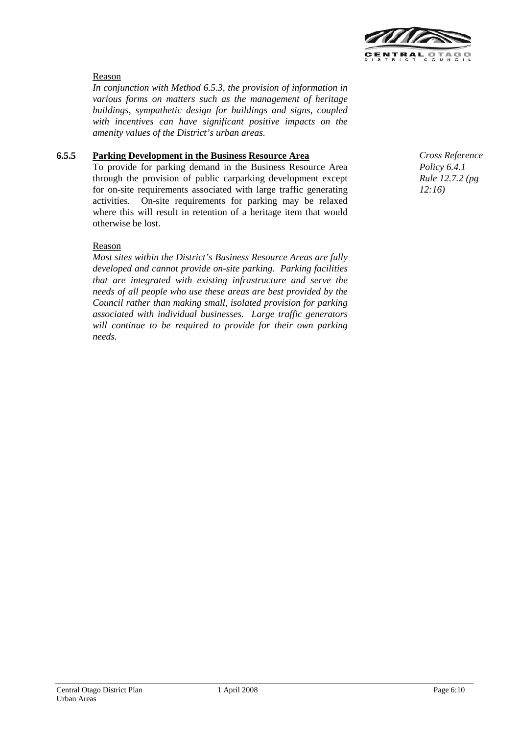Reason

*In conjunction with Method 6.5.3, the provision of information in various forms on matters such as the management of heritage buildings, sympathetic design for buildings and signs, coupled with incentives can have significant positive impacts on the amenity values of the District's urban areas.*

### 6.5.5 Parking Development in the Business Resource Area

*Cross Reference*
*Policy 6.4.1*
*Rule 12.7.2 (pg 12:16)*

To provide for parking demand in the Business Resource Area through the provision of public carparking development except for on-site requirements associated with large traffic generating activities. On-site requirements for parking may be relaxed where this will result in retention of a heritage item that would otherwise be lost.

Reason

*Most sites within the District's Business Resource Areas are fully developed and cannot provide on-site parking. Parking facilities that are integrated with existing infrastructure and serve the needs of all people who use these areas are best provided by the Council rather than making small, isolated provision for parking associated with individual businesses. Large traffic generators will continue to be required to provide for their own parking needs.*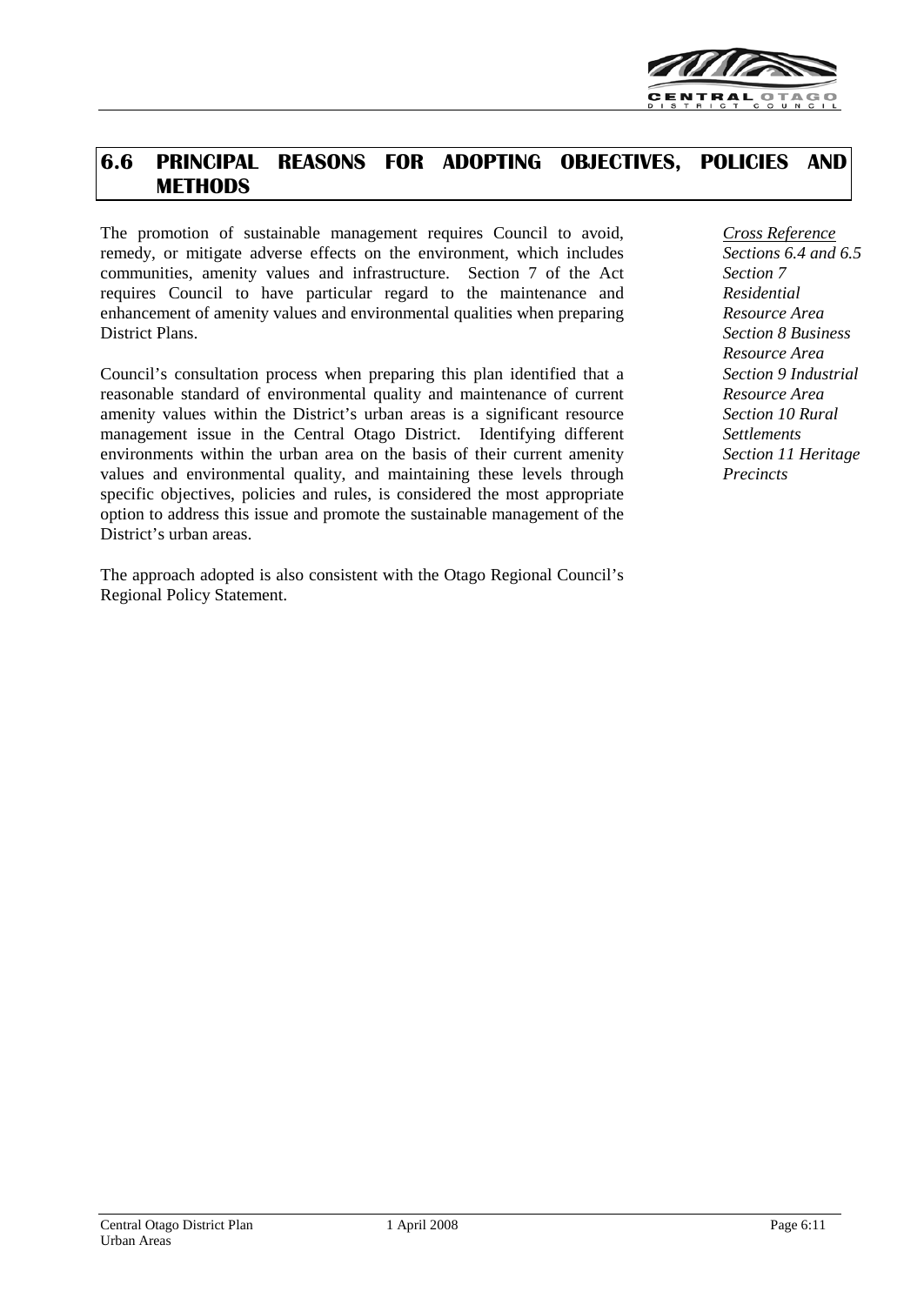## 6.6 PRINCIPAL REASONS FOR ADOPTING OBJECTIVES, POLICIES AND METHODS

The promotion of sustainable management requires Council to avoid, remedy, or mitigate adverse effects on the environment, which includes communities, amenity values and infrastructure. Section 7 of the Act requires Council to have particular regard to the maintenance and enhancement of amenity values and environmental qualities when preparing District Plans.

Council's consultation process when preparing this plan identified that a reasonable standard of environmental quality and maintenance of current amenity values within the District's urban areas is a significant resource management issue in the Central Otago District. Identifying different environments within the urban area on the basis of their current amenity values and environmental quality, and maintaining these levels through specific objectives, policies and rules, is considered the most appropriate option to address this issue and promote the sustainable management of the District's urban areas.

The approach adopted is also consistent with the Otago Regional Council's Regional Policy Statement.

*Cross Reference*
*Sections 6.4 and 6.5*
*Section 7 Residential Resource Area*
*Section 8 Business Resource Area*
*Section 9 Industrial Resource Area*
*Section 10 Rural Settlements*
*Section 11 Heritage Precincts*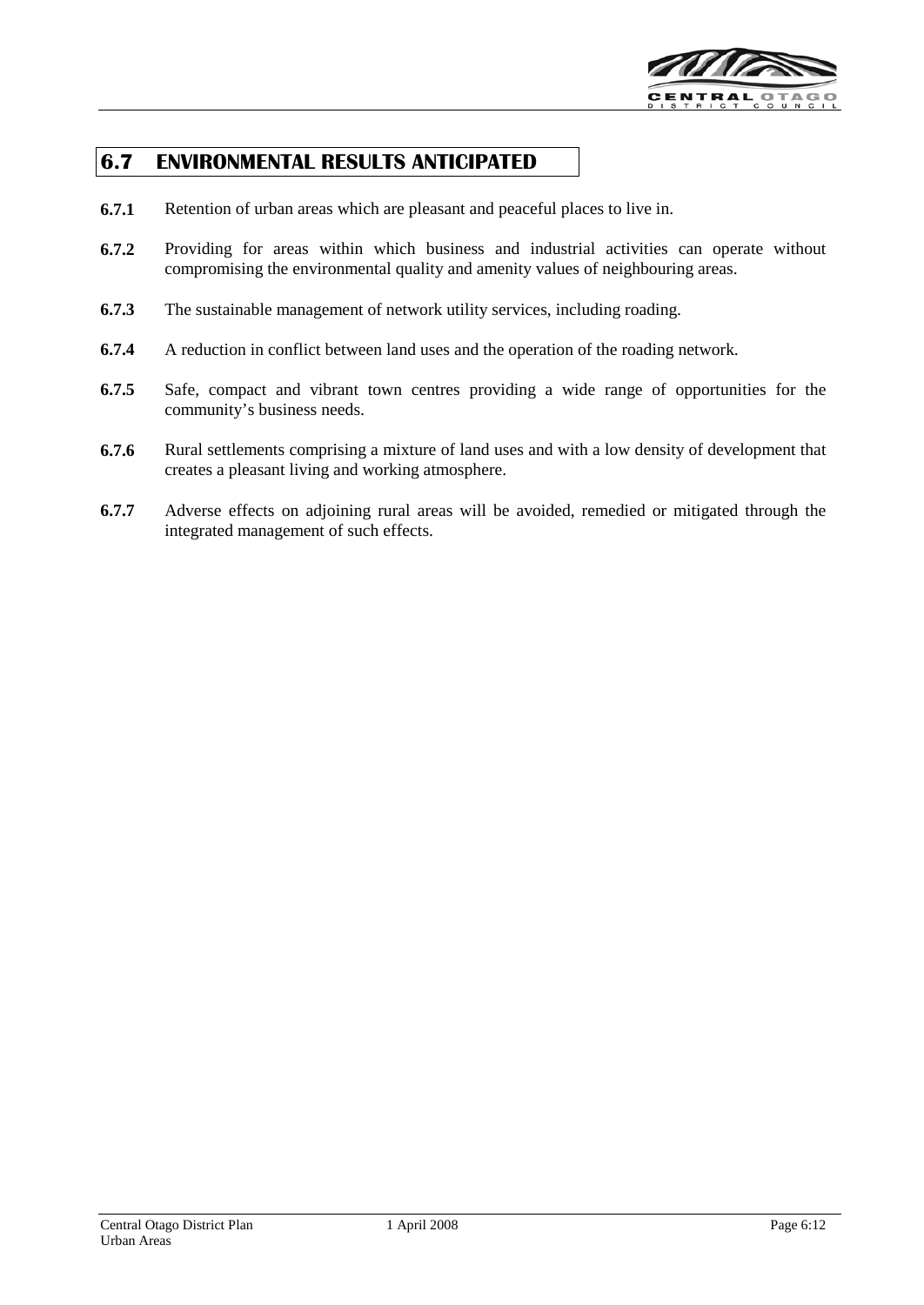## 6.7 ENVIRONMENTAL RESULTS ANTICIPATED

**6.7.1** Retention of urban areas which are pleasant and peaceful places to live in.

**6.7.2** Providing for areas within which business and industrial activities can operate without compromising the environmental quality and amenity values of neighbouring areas.

**6.7.3** The sustainable management of network utility services, including roading.

**6.7.4** A reduction in conflict between land uses and the operation of the roading network.

**6.7.5** Safe, compact and vibrant town centres providing a wide range of opportunities for the community's business needs.

**6.7.6** Rural settlements comprising a mixture of land uses and with a low density of development that creates a pleasant living and working atmosphere.

**6.7.7** Adverse effects on adjoining rural areas will be avoided, remedied or mitigated through the integrated management of such effects.